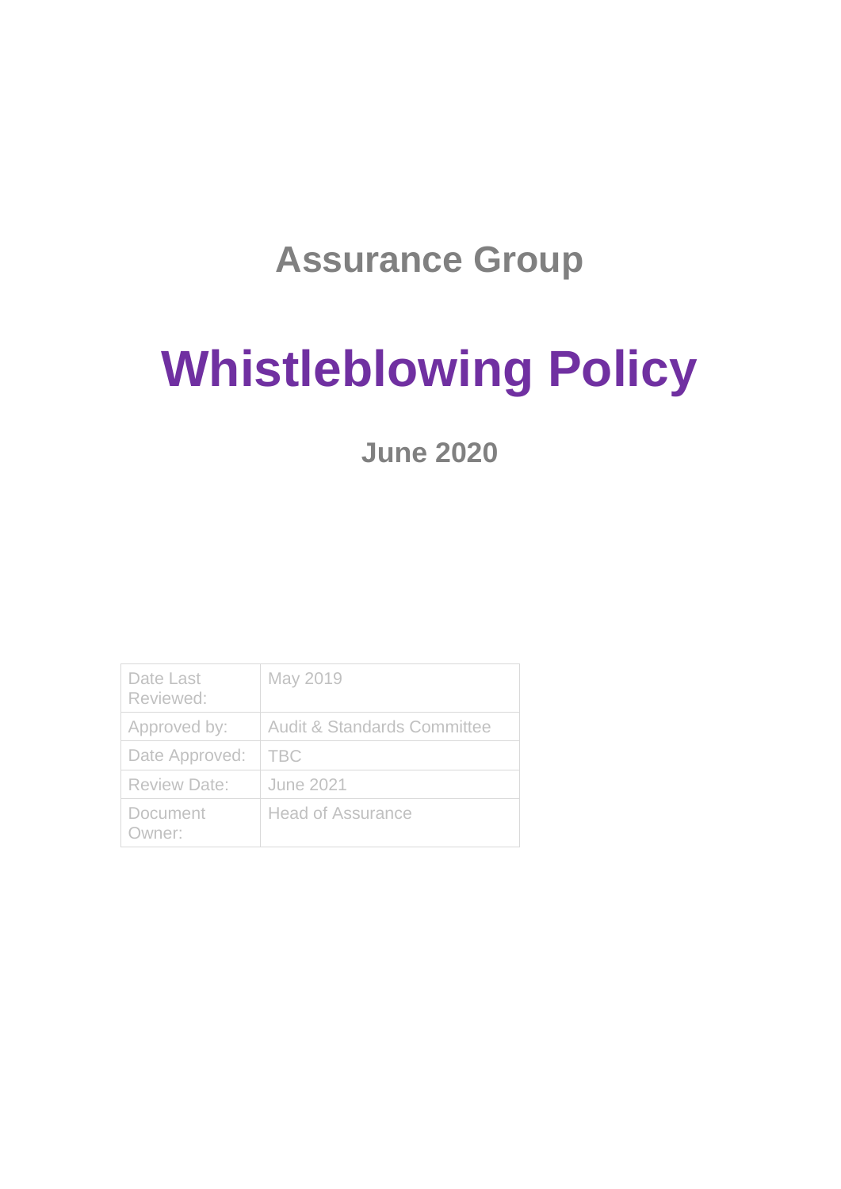## Assurance Group

# Whistleblowing Policy

**June 2020**

| Date Last Reviewed: | May 2019 |
|---|---|
| Approved by: | Audit & Standards Committee |
| Date Approved: | TBC |
| Review Date: | June 2021 |
| Document Owner: | Head of Assurance |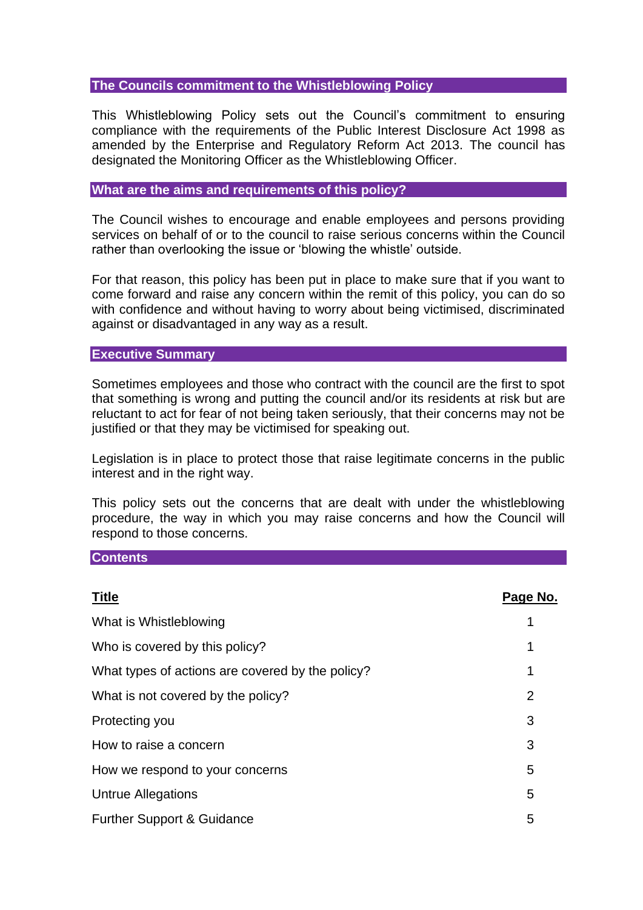## The Councils commitment to the Whistleblowing Policy

This Whistleblowing Policy sets out the Council's commitment to ensuring compliance with the requirements of the Public Interest Disclosure Act 1998 as amended by the Enterprise and Regulatory Reform Act 2013. The council has designated the Monitoring Officer as the Whistleblowing Officer.

## What are the aims and requirements of this policy?

The Council wishes to encourage and enable employees and persons providing services on behalf of or to the council to raise serious concerns within the Council rather than overlooking the issue or 'blowing the whistle' outside.

For that reason, this policy has been put in place to make sure that if you want to come forward and raise any concern within the remit of this policy, you can do so with confidence and without having to worry about being victimised, discriminated against or disadvantaged in any way as a result.

## Executive Summary

Sometimes employees and those who contract with the council are the first to spot that something is wrong and putting the council and/or its residents at risk but are reluctant to act for fear of not being taken seriously, that their concerns may not be justified or that they may be victimised for speaking out.

Legislation is in place to protect those that raise legitimate concerns in the public interest and in the right way.

This policy sets out the concerns that are dealt with under the whistleblowing procedure, the way in which you may raise concerns and how the Council will respond to those concerns.

## Contents

| Title | Page No. |
|---|---|
| What is Whistleblowing | 1 |
| Who is covered by this policy? | 1 |
| What types of actions are covered by the policy? | 1 |
| What is not covered by the policy? | 2 |
| Protecting you | 3 |
| How to raise a concern | 3 |
| How we respond to your concerns | 5 |
| Untrue Allegations | 5 |
| Further Support & Guidance | 5 |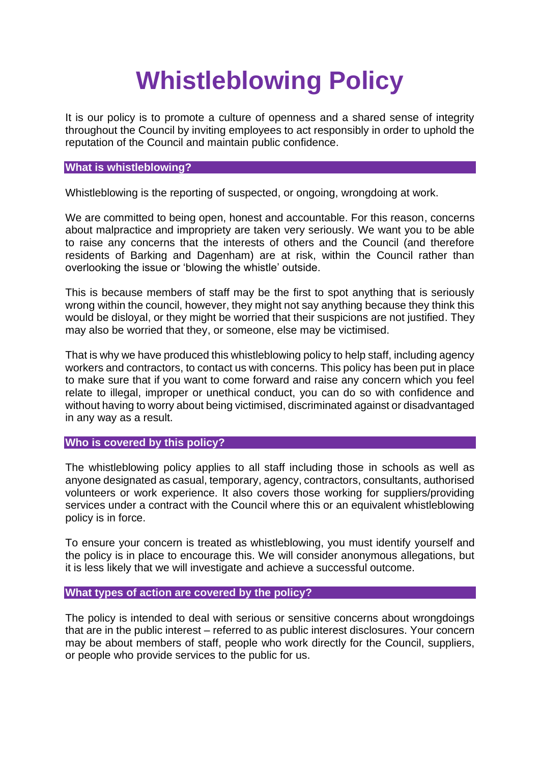# Whistleblowing Policy

It is our policy is to promote a culture of openness and a shared sense of integrity throughout the Council by inviting employees to act responsibly in order to uphold the reputation of the Council and maintain public confidence.

## What is whistleblowing?

Whistleblowing is the reporting of suspected, or ongoing, wrongdoing at work.

We are committed to being open, honest and accountable. For this reason, concerns about malpractice and impropriety are taken very seriously. We want you to be able to raise any concerns that the interests of others and the Council (and therefore residents of Barking and Dagenham) are at risk, within the Council rather than overlooking the issue or 'blowing the whistle' outside.

This is because members of staff may be the first to spot anything that is seriously wrong within the council, however, they might not say anything because they think this would be disloyal, or they might be worried that their suspicions are not justified. They may also be worried that they, or someone, else may be victimised.

That is why we have produced this whistleblowing policy to help staff, including agency workers and contractors, to contact us with concerns. This policy has been put in place to make sure that if you want to come forward and raise any concern which you feel relate to illegal, improper or unethical conduct, you can do so with confidence and without having to worry about being victimised, discriminated against or disadvantaged in any way as a result.

## Who is covered by this policy?

The whistleblowing policy applies to all staff including those in schools as well as anyone designated as casual, temporary, agency, contractors, consultants, authorised volunteers or work experience. It also covers those working for suppliers/providing services under a contract with the Council where this or an equivalent whistleblowing policy is in force.

To ensure your concern is treated as whistleblowing, you must identify yourself and the policy is in place to encourage this. We will consider anonymous allegations, but it is less likely that we will investigate and achieve a successful outcome.

## What types of action are covered by the policy?

The policy is intended to deal with serious or sensitive concerns about wrongdoings that are in the public interest – referred to as public interest disclosures. Your concern may be about members of staff, people who work directly for the Council, suppliers, or people who provide services to the public for us.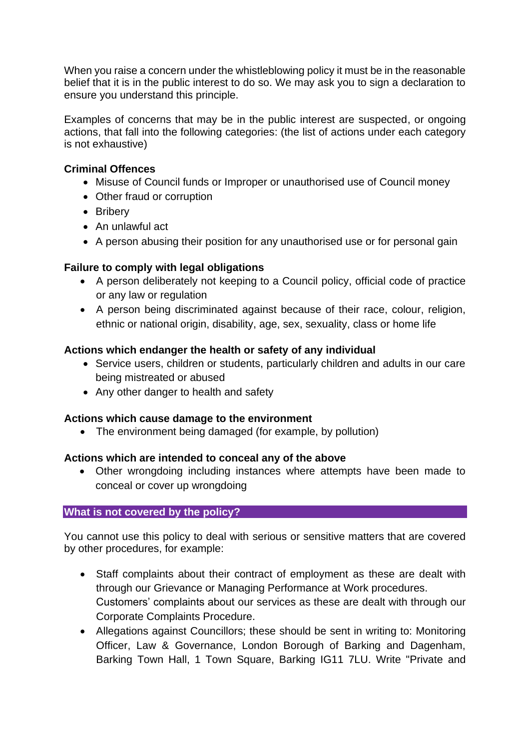When you raise a concern under the whistleblowing policy it must be in the reasonable belief that it is in the public interest to do so. We may ask you to sign a declaration to ensure you understand this principle.

Examples of concerns that may be in the public interest are suspected, or ongoing actions, that fall into the following categories: (the list of actions under each category is not exhaustive)

**Criminal Offences**

- Misuse of Council funds or Improper or unauthorised use of Council money
- Other fraud or corruption
- Bribery
- An unlawful act
- A person abusing their position for any unauthorised use or for personal gain

**Failure to comply with legal obligations**

- A person deliberately not keeping to a Council policy, official code of practice or any law or regulation
- A person being discriminated against because of their race, colour, religion, ethnic or national origin, disability, age, sex, sexuality, class or home life

**Actions which endanger the health or safety of any individual**

- Service users, children or students, particularly children and adults in our care being mistreated or abused
- Any other danger to health and safety

**Actions which cause damage to the environment**

- The environment being damaged (for example, by pollution)

**Actions which are intended to conceal any of the above**

- Other wrongdoing including instances where attempts have been made to conceal or cover up wrongdoing

## What is not covered by the policy?

You cannot use this policy to deal with serious or sensitive matters that are covered by other procedures, for example:

- Staff complaints about their contract of employment as these are dealt with through our Grievance or Managing Performance at Work procedures. Customers' complaints about our services as these are dealt with through our Corporate Complaints Procedure.
- Allegations against Councillors; these should be sent in writing to: Monitoring Officer, Law & Governance, London Borough of Barking and Dagenham, Barking Town Hall, 1 Town Square, Barking IG11 7LU. Write "Private and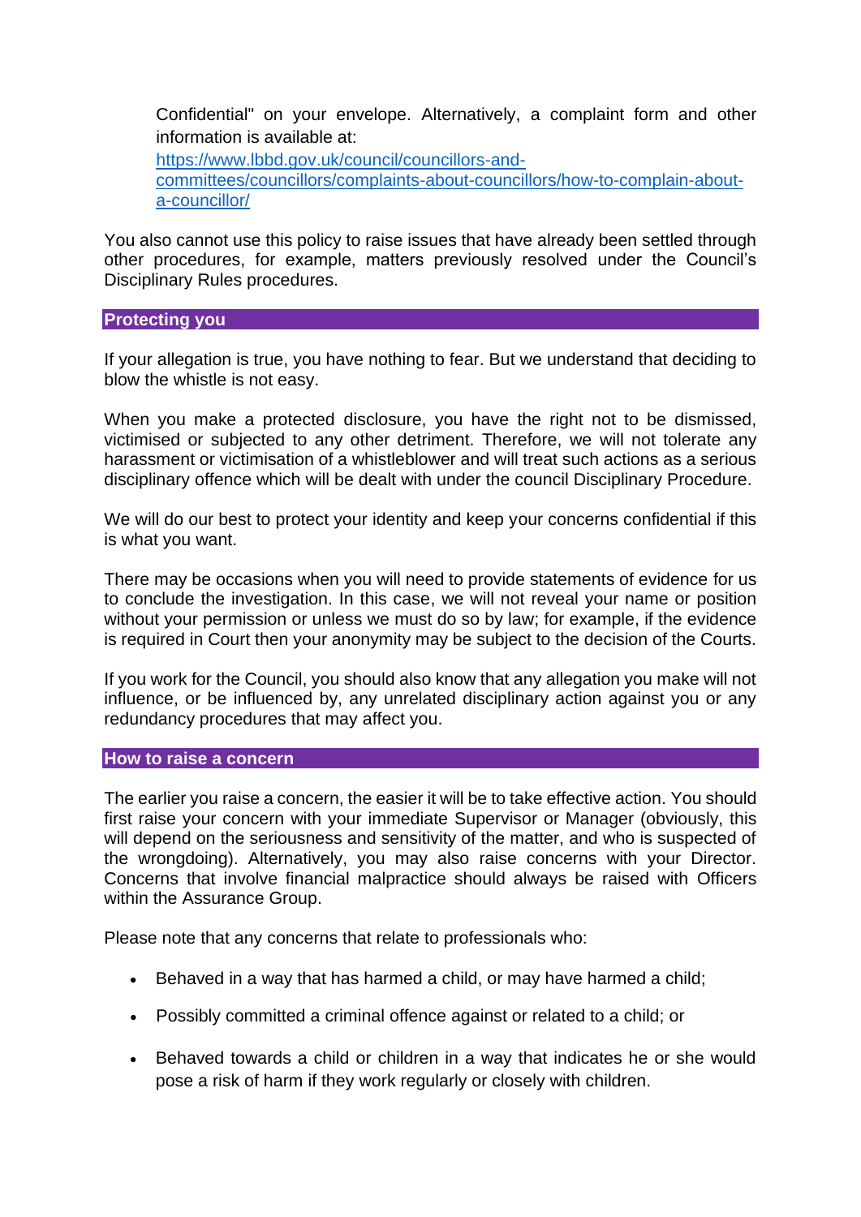Confidential" on your envelope. Alternatively, a complaint form and other information is available at: [https://www.lbbd.gov.uk/council/councillors-and-committees/councillors/complaints-about-councillors/how-to-complain-about-a-councillor/](https://www.lbbd.gov.uk/council/councillors-and-committees/councillors/complaints-about-councillors/how-to-complain-about-a-councillor/)

You also cannot use this policy to raise issues that have already been settled through other procedures, for example, matters previously resolved under the Council's Disciplinary Rules procedures.

## Protecting you

If your allegation is true, you have nothing to fear. But we understand that deciding to blow the whistle is not easy.

When you make a protected disclosure, you have the right not to be dismissed, victimised or subjected to any other detriment. Therefore, we will not tolerate any harassment or victimisation of a whistleblower and will treat such actions as a serious disciplinary offence which will be dealt with under the council Disciplinary Procedure.

We will do our best to protect your identity and keep your concerns confidential if this is what you want.

There may be occasions when you will need to provide statements of evidence for us to conclude the investigation. In this case, we will not reveal your name or position without your permission or unless we must do so by law; for example, if the evidence is required in Court then your anonymity may be subject to the decision of the Courts.

If you work for the Council, you should also know that any allegation you make will not influence, or be influenced by, any unrelated disciplinary action against you or any redundancy procedures that may affect you.

## How to raise a concern

The earlier you raise a concern, the easier it will be to take effective action. You should first raise your concern with your immediate Supervisor or Manager (obviously, this will depend on the seriousness and sensitivity of the matter, and who is suspected of the wrongdoing). Alternatively, you may also raise concerns with your Director. Concerns that involve financial malpractice should always be raised with Officers within the Assurance Group.

Please note that any concerns that relate to professionals who:

- Behaved in a way that has harmed a child, or may have harmed a child;
- Possibly committed a criminal offence against or related to a child; or
- Behaved towards a child or children in a way that indicates he or she would pose a risk of harm if they work regularly or closely with children.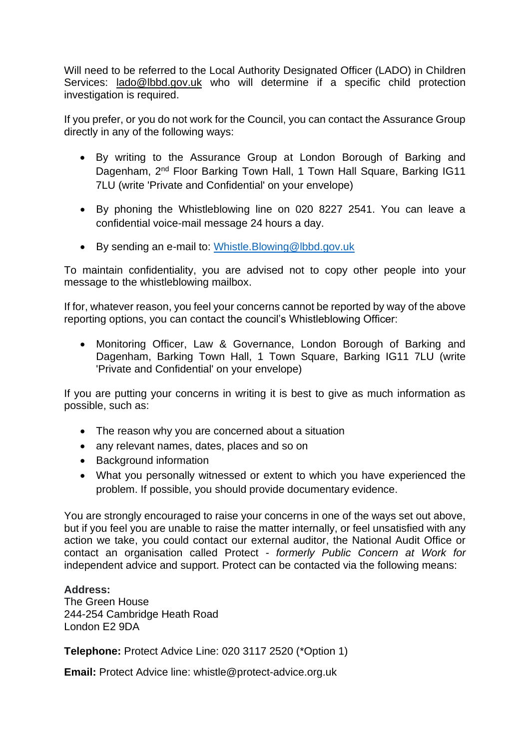Will need to be referred to the Local Authority Designated Officer (LADO) in Children Services: lado@lbbd.gov.uk who will determine if a specific child protection investigation is required.

If you prefer, or you do not work for the Council, you can contact the Assurance Group directly in any of the following ways:

- By writing to the Assurance Group at London Borough of Barking and Dagenham, 2nd Floor Barking Town Hall, 1 Town Hall Square, Barking IG11 7LU (write 'Private and Confidential' on your envelope)
- By phoning the Whistleblowing line on 020 8227 2541. You can leave a confidential voice-mail message 24 hours a day.
- By sending an e-mail to: Whistle.Blowing@lbbd.gov.uk

To maintain confidentiality, you are advised not to copy other people into your message to the whistleblowing mailbox.

If for, whatever reason, you feel your concerns cannot be reported by way of the above reporting options, you can contact the council's Whistleblowing Officer:

- Monitoring Officer, Law & Governance, London Borough of Barking and Dagenham, Barking Town Hall, 1 Town Square, Barking IG11 7LU (write 'Private and Confidential' on your envelope)

If you are putting your concerns in writing it is best to give as much information as possible, such as:

- The reason why you are concerned about a situation
- any relevant names, dates, places and so on
- Background information
- What you personally witnessed or extent to which you have experienced the problem. If possible, you should provide documentary evidence.

You are strongly encouraged to raise your concerns in one of the ways set out above, but if you feel you are unable to raise the matter internally, or feel unsatisfied with any action we take, you could contact our external auditor, the National Audit Office or contact an organisation called Protect - *formerly Public Concern at Work for* independent advice and support. Protect can be contacted via the following means:

**Address:**
The Green House
244-254 Cambridge Heath Road
London E2 9DA

**Telephone:** Protect Advice Line: 020 3117 2520 (*Option 1)

**Email:** Protect Advice line: whistle@protect-advice.org.uk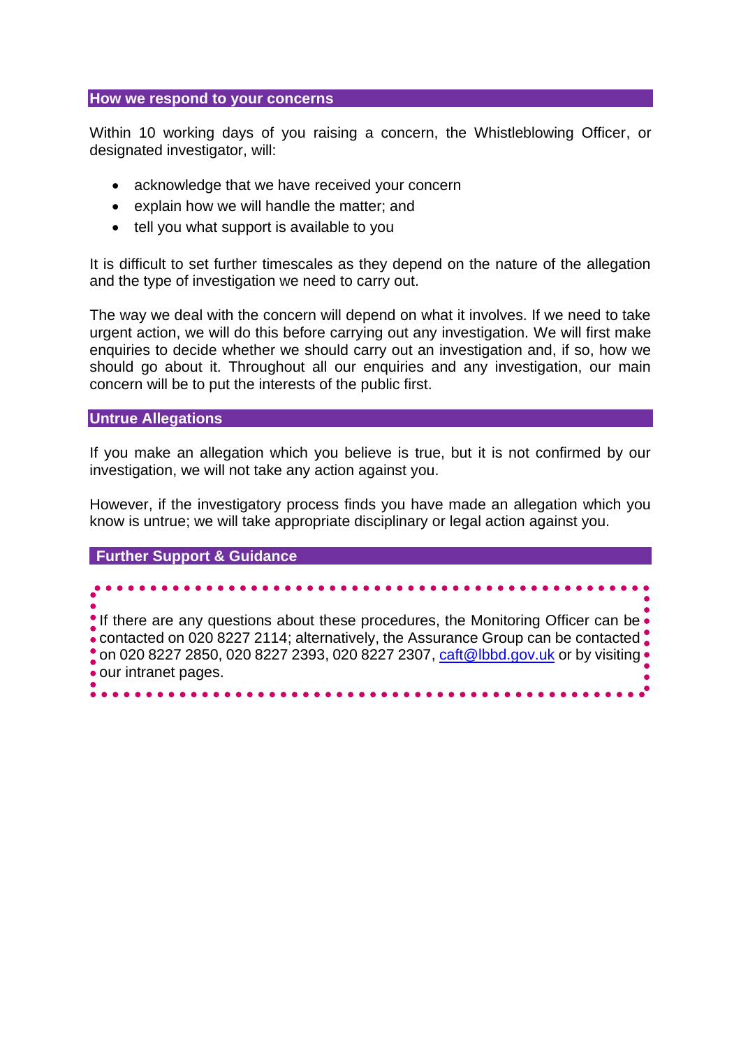## How we respond to your concerns

Within 10 working days of you raising a concern, the Whistleblowing Officer, or designated investigator, will:

- acknowledge that we have received your concern
- explain how we will handle the matter; and
- tell you what support is available to you

It is difficult to set further timescales as they depend on the nature of the allegation and the type of investigation we need to carry out.

The way we deal with the concern will depend on what it involves. If we need to take urgent action, we will do this before carrying out any investigation. We will first make enquiries to decide whether we should carry out an investigation and, if so, how we should go about it. Throughout all our enquiries and any investigation, our main concern will be to put the interests of the public first.

## Untrue Allegations

If you make an allegation which you believe is true, but it is not confirmed by our investigation, we will not take any action against you.

However, if the investigatory process finds you have made an allegation which you know is untrue; we will take appropriate disciplinary or legal action against you.

## Further Support & Guidance

If there are any questions about these procedures, the Monitoring Officer can be contacted on 020 8227 2114; alternatively, the Assurance Group can be contacted on 020 8227 2850, 020 8227 2393, 020 8227 2307, caft@lbbd.gov.uk or by visiting our intranet pages.